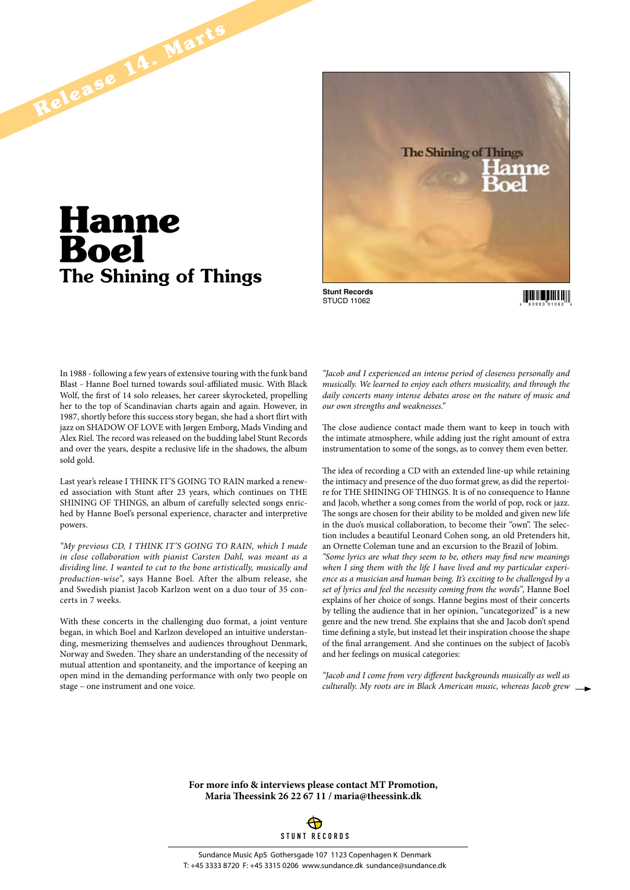Release 14. Marts

# Hanne Boel
## The Shining of Things

Stunt Records
STUCD 11062

In 1988 - following a few years of extensive touring with the funk band Blast - Hanne Boel turned towards soul-affiliated music. With Black Wolf, the first of 14 solo releases, her career skyrocketed, propelling her to the top of Scandinavian charts again and again. However, in 1987, shortly before this success story began, she had a short flirt with jazz on SHADOW OF LOVE with Jørgen Emborg, Mads Vinding and Alex Riel. The record was released on the budding label Stunt Records and over the years, despite a reclusive life in the shadows, the album sold gold.

Last year's release I THINK IT'S GOING TO RAIN marked a renewed association with Stunt after 23 years, which continues on THE SHINING OF THINGS, an album of carefully selected songs enriched by Hanne Boel's personal experience, character and interpretive powers.

*"My previous CD, I THINK IT'S GOING TO RAIN, which I made in close collaboration with pianist Carsten Dahl, was meant as a dividing line. I wanted to cut to the bone artistically, musically and production-wise"*, says Hanne Boel. After the album release, she and Swedish pianist Jacob Karlzon went on a duo tour of 35 concerts in 7 weeks.

With these concerts in the challenging duo format, a joint venture began, in which Boel and Karlzon developed an intuitive understanding, mesmerizing themselves and audiences throughout Denmark, Norway and Sweden. They share an understanding of the necessity of mutual attention and spontaneity, and the importance of keeping an open mind in the demanding performance with only two people on stage – one instrument and one voice.

*"Jacob and I experienced an intense period of closeness personally and musically. We learned to enjoy each others musicality, and through the daily concerts many intense debates arose on the nature of music and our own strengths and weaknesses."*

The close audience contact made them want to keep in touch with the intimate atmosphere, while adding just the right amount of extra instrumentation to some of the songs, as to convey them even better.

The idea of recording a CD with an extended line-up while retaining the intimacy and presence of the duo format grew, as did the repertoire for THE SHINING OF THINGS. It is of no consequence to Hanne and Jacob, whether a song comes from the world of pop, rock or jazz. The songs are chosen for their ability to be molded and given new life in the duo's musical collaboration, to become their "own". The selection includes a beautiful Leonard Cohen song, an old Pretenders hit, an Ornette Coleman tune and an excursion to the Brazil of Jobim.
*"Some lyrics are what they seem to be, others may find new meanings when I sing them with the life I have lived and my particular experience as a musician and human being. It's exciting to be challenged by a set of lyrics and feel the necessity coming from the words"*, Hanne Boel explains of her choice of songs. Hanne begins most of their concerts by telling the audience that in her opinion, "uncategorized" is a new genre and the new trend. She explains that she and Jacob don't spend time defining a style, but instead let their inspiration choose the shape of the final arrangement. And she continues on the subject of Jacob's and her feelings on musical categories:

*"Jacob and I come from very different backgrounds musically as well as culturally. My roots are in Black American music, whereas Jacob grew* →

**For more info & interviews please contact MT Promotion,**
**Maria Theessink 26 22 67 11 / maria@theessink.dk**

STUNT RECORDS

Sundance Music ApS Gothersgade 107 1123 Copenhagen K Denmark
T: +45 3333 8720 F: +45 3315 0206 www.sundance.dk sundance@sundance.dk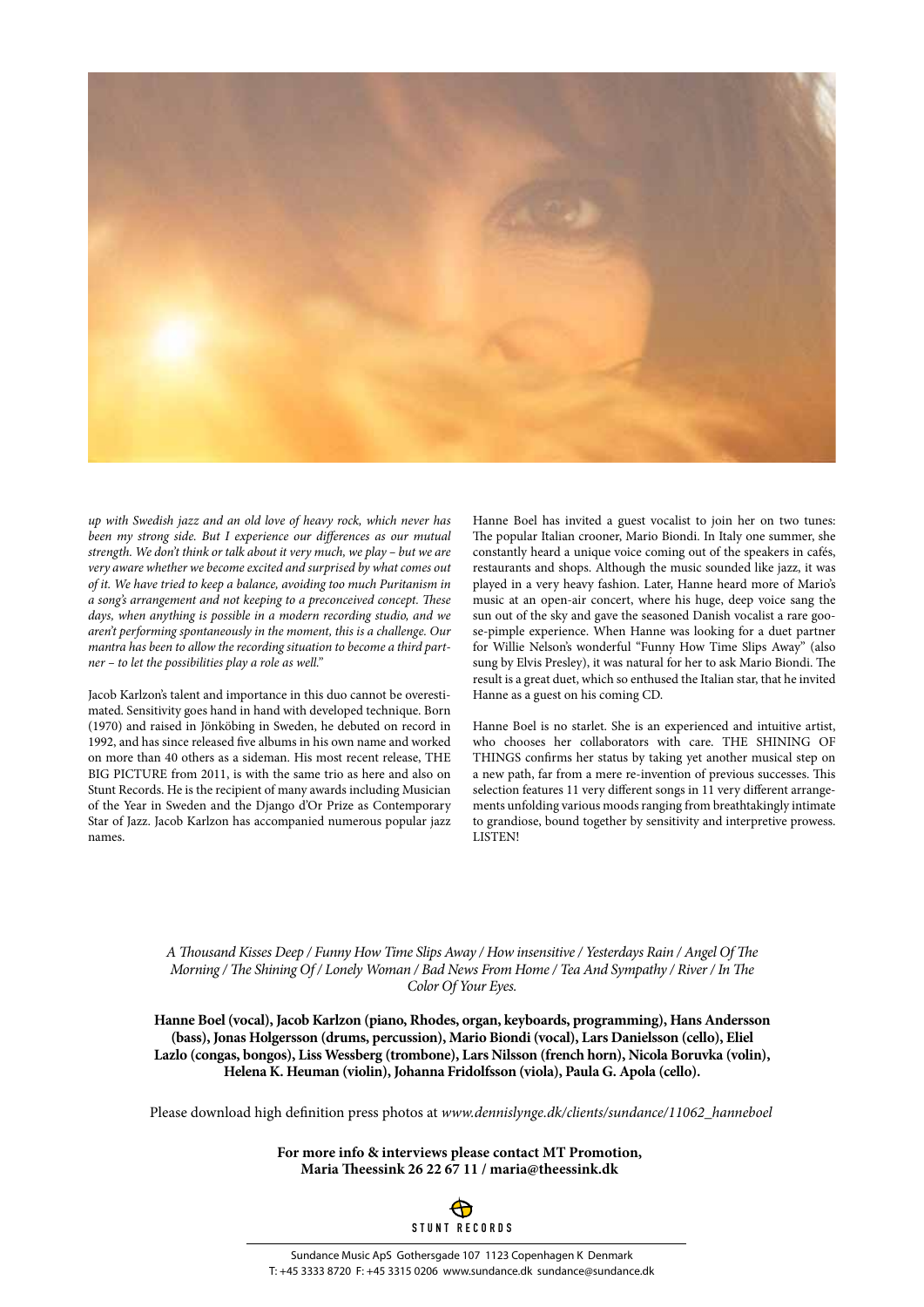*up with Swedish jazz and an old love of heavy rock, which never has been my strong side. But I experience our differences as our mutual strength. We don't think or talk about it very much, we play – but we are very aware whether we become excited and surprised by what comes out of it. We have tried to keep a balance, avoiding too much Puritanism in a song's arrangement and not keeping to a preconceived concept. These days, when anything is possible in a modern recording studio, and we aren't performing spontaneously in the moment, this is a challenge. Our mantra has been to allow the recording situation to become a third partner – to let the possibilities play a role as well."*

Jacob Karlzon's talent and importance in this duo cannot be overestimated. Sensitivity goes hand in hand with developed technique. Born (1970) and raised in Jönköbing in Sweden, he debuted on record in 1992, and has since released five albums in his own name and worked on more than 40 others as a sideman. His most recent release, THE BIG PICTURE from 2011, is with the same trio as here and also on Stunt Records. He is the recipient of many awards including Musician of the Year in Sweden and the Django d'Or Prize as Contemporary Star of Jazz. Jacob Karlzon has accompanied numerous popular jazz names.

Hanne Boel has invited a guest vocalist to join her on two tunes: The popular Italian crooner, Mario Biondi. In Italy one summer, she constantly heard a unique voice coming out of the speakers in cafés, restaurants and shops. Although the music sounded like jazz, it was played in a very heavy fashion. Later, Hanne heard more of Mario's music at an open-air concert, where his huge, deep voice sang the sun out of the sky and gave the seasoned Danish vocalist a rare goose-pimple experience. When Hanne was looking for a duet partner for Willie Nelson's wonderful "Funny How Time Slips Away" (also sung by Elvis Presley), it was natural for her to ask Mario Biondi. The result is a great duet, which so enthused the Italian star, that he invited Hanne as a guest on his coming CD.

Hanne Boel is no starlet. She is an experienced and intuitive artist, who chooses her collaborators with care. THE SHINING OF THINGS confirms her status by taking yet another musical step on a new path, far from a mere re-invention of previous successes. This selection features 11 very different songs in 11 very different arrangements unfolding various moods ranging from breathtakingly intimate to grandiose, bound together by sensitivity and interpretive prowess. LISTEN!

*A Thousand Kisses Deep / Funny How Time Slips Away / How insensitive / Yesterdays Rain / Angel Of The Morning / The Shining Of / Lonely Woman / Bad News From Home / Tea And Sympathy / River / In The Color Of Your Eyes.*

**Hanne Boel (vocal), Jacob Karlzon (piano, Rhodes, organ, keyboards, programming), Hans Andersson (bass), Jonas Holgersson (drums, percussion), Mario Biondi (vocal), Lars Danielsson (cello), Eliel Lazlo (congas, bongos), Liss Wessberg (trombone), Lars Nilsson (french horn), Nicola Boruvka (volin), Helena K. Heuman (violin), Johanna Fridolfsson (viola), Paula G. Apola (cello).**

Please download high definition press photos at *www.dennislynge.dk/clients/sundance/11062_hanneboel*

**For more info & interviews please contact MT Promotion,**
**Maria Theessink 26 22 67 11 / maria@theessink.dk**

STUNT RECORDS

Sundance Music ApS Gothersgade 107 1123 Copenhagen K Denmark
T: +45 3333 8720 F: +45 3315 0206 www.sundance.dk sundance@sundance.dk